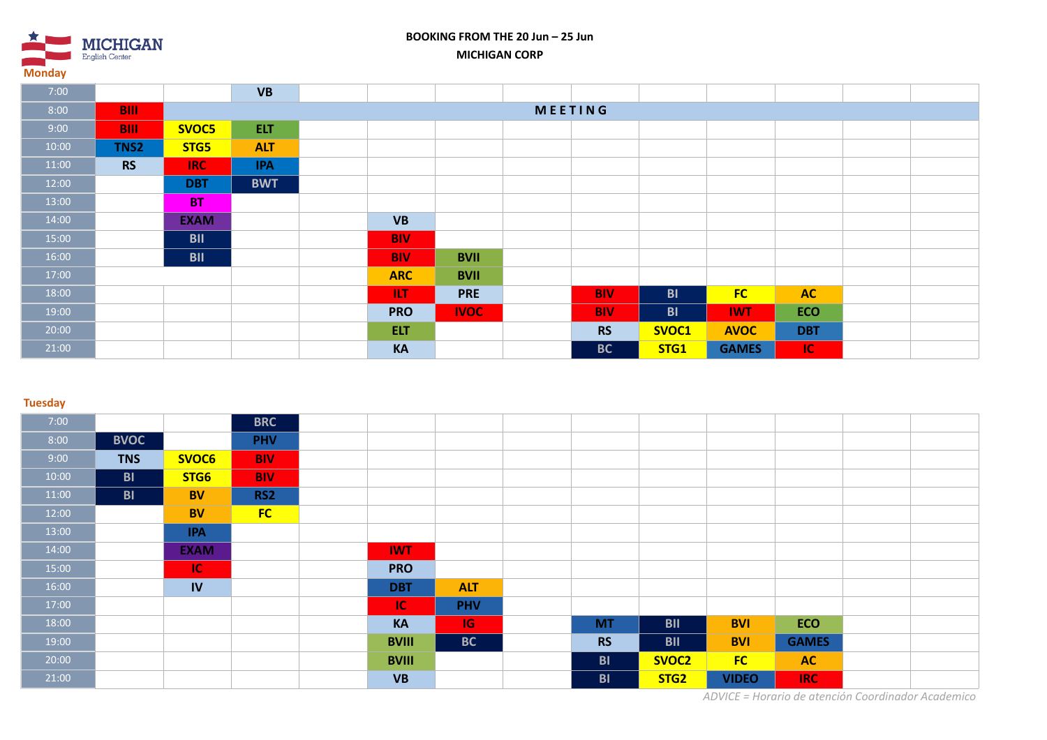MICHIGAN English Center

**BOOKING FROM THE 20 Jun – 25 Jun**

**MICHIGAN CORP**

## Monday

| | | | | | | | | | | | | | |
|---|---|---|---|---|---|---|---|---|---|---|---|---|---|
| 7:00 | | | VB | | | | | | | | | | |
| 8:00 | BIII | M E E T I N G | | | | | | | | | | | |
| 9:00 | BIII | SVOC5 | ELT | | | | | | | | | | |
| 10:00 | TNS2 | STG5 | ALT | | | | | | | | | | |
| 11:00 | RS | IRC | IPA | | | | | | | | | | |
| 12:00 | | DBT | BWT | | | | | | | | | | |
| 13:00 | | BT | | | | | | | | | | | |
| 14:00 | | EXAM | | | VB | | | | | | | | |
| 15:00 | | BII | | | BIV | | | | | | | | |
| 16:00 | | BII | | | BIV | BVII | | | | | | | |
| 17:00 | | | | | ARC | BVII | | | | | | | |
| 18:00 | | | | | ILT | PRE | | BIV | BI | FC | AC | | |
| 19:00 | | | | | PRO | IVOC | | BIV | BI | IWT | ECO | | |
| 20:00 | | | | | ELT | | | RS | SVOC1 | AVOC | DBT | | |
| 21:00 | | | | | KA | | | BC | STG1 | GAMES | IC | | |

## Tuesday

| | | | | | | | | | | | | | |
|---|---|---|---|---|---|---|---|---|---|---|---|---|---|
| 7:00 | | | BRC | | | | | | | | | | |
| 8:00 | BVOC | | PHV | | | | | | | | | | |
| 9:00 | TNS | SVOC6 | BIV | | | | | | | | | | |
| 10:00 | BI | STG6 | BIV | | | | | | | | | | |
| 11:00 | BI | BV | RS2 | | | | | | | | | | |
| 12:00 | | BV | FC | | | | | | | | | | |
| 13:00 | | IPA | | | | | | | | | | | |
| 14:00 | | EXAM | | | IWT | | | | | | | | |
| 15:00 | | IC | | | PRO | | | | | | | | |
| 16:00 | | IV | | | DBT | ALT | | | | | | | |
| 17:00 | | | | | IC | PHV | | | | | | | |
| 18:00 | | | | | KA | IG | | MT | BII | BVI | ECO | | |
| 19:00 | | | | | BVIII | BC | | RS | BII | BVI | GAMES | | |
| 20:00 | | | | | BVIII | | | BI | SVOC2 | FC | AC | | |
| 21:00 | | | | | VB | | | BI | STG2 | VIDEO | IRC | | |

*ADVICE = Horario de atención Coordinador Academico*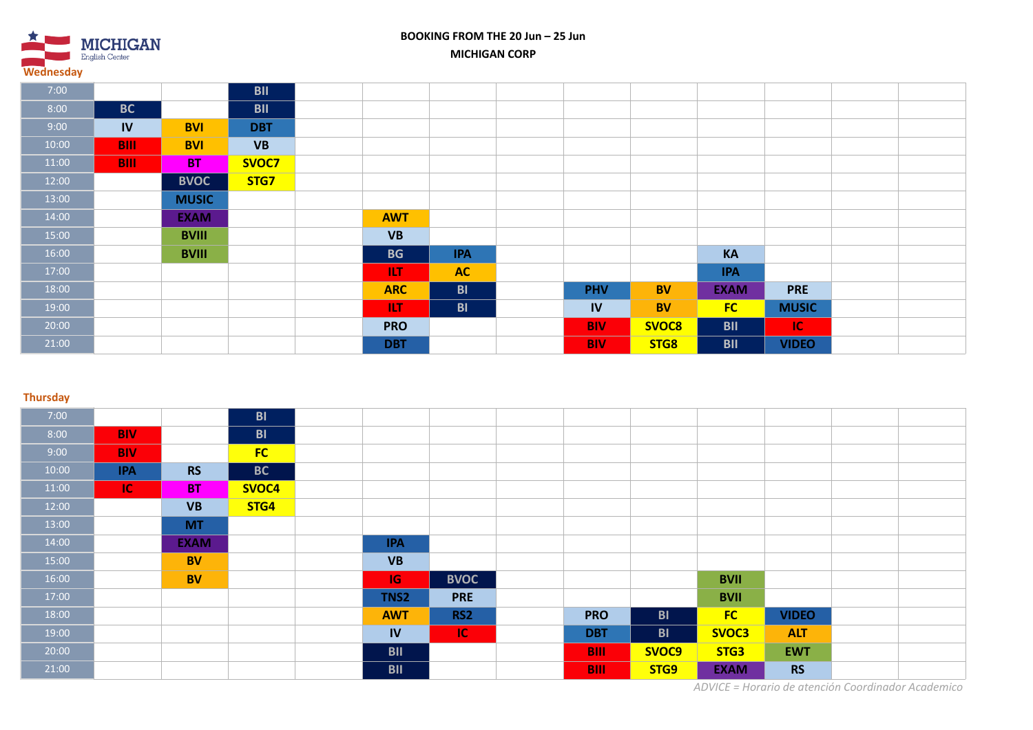**BOOKING FROM THE 20 Jun – 25 Jun**

**MICHIGAN CORP**

## Wednesday

| | | | | | | | | | | | | | |
|---|---|---|---|---|---|---|---|---|---|---|---|---|---|
| 7:00 | | | BII | | | | | | | | | | |
| 8:00 | BC | | BII | | | | | | | | | | |
| 9:00 | IV | BVI | DBT | | | | | | | | | | |
| 10:00 | BIII | BVI | VB | | | | | | | | | | |
| 11:00 | BIII | BT | SVOC7 | | | | | | | | | | |
| 12:00 | | BVOC | STG7 | | | | | | | | | | |
| 13:00 | | MUSIC | | | | | | | | | | | |
| 14:00 | | EXAM | | | AWT | | | | | | | | |
| 15:00 | | BVIII | | | VB | | | | | | | | |
| 16:00 | | BVIII | | | BG | IPA | | | | KA | | | |
| 17:00 | | | | | ILT | AC | | | | IPA | | | |
| 18:00 | | | | | ARC | BI | | PHV | BV | EXAM | PRE | | |
| 19:00 | | | | | ILT | BI | | IV | BV | FC | MUSIC | | |
| 20:00 | | | | | PRO | | | BIV | SVOC8 | BII | IC | | |
| 21:00 | | | | | DBT | | | BIV | STG8 | BII | VIDEO | | |

## Thursday

| | | | | | | | | | | | | | |
|---|---|---|---|---|---|---|---|---|---|---|---|---|---|
| 7:00 | | | BI | | | | | | | | | | |
| 8:00 | BIV | | BI | | | | | | | | | | |
| 9:00 | BIV | | FC | | | | | | | | | | |
| 10:00 | IPA | RS | BC | | | | | | | | | | |
| 11:00 | IC | BT | SVOC4 | | | | | | | | | | |
| 12:00 | | VB | STG4 | | | | | | | | | | |
| 13:00 | | MT | | | | | | | | | | | |
| 14:00 | | EXAM | | | IPA | | | | | | | | |
| 15:00 | | BV | | | VB | | | | | | | | |
| 16:00 | | BV | | | IG | BVOC | | | | BVII | | | |
| 17:00 | | | | | TNS2 | PRE | | | | BVII | | | |
| 18:00 | | | | | AWT | RS2 | | PRO | BI | FC | VIDEO | | |
| 19:00 | | | | | IV | IC | | DBT | BI | SVOC3 | ALT | | |
| 20:00 | | | | | BII | | | BIII | SVOC9 | STG3 | EWT | | |
| 21:00 | | | | | BII | | | BIII | STG9 | EXAM | RS | | |

*ADVICE = Horario de atención Coordinador Academico*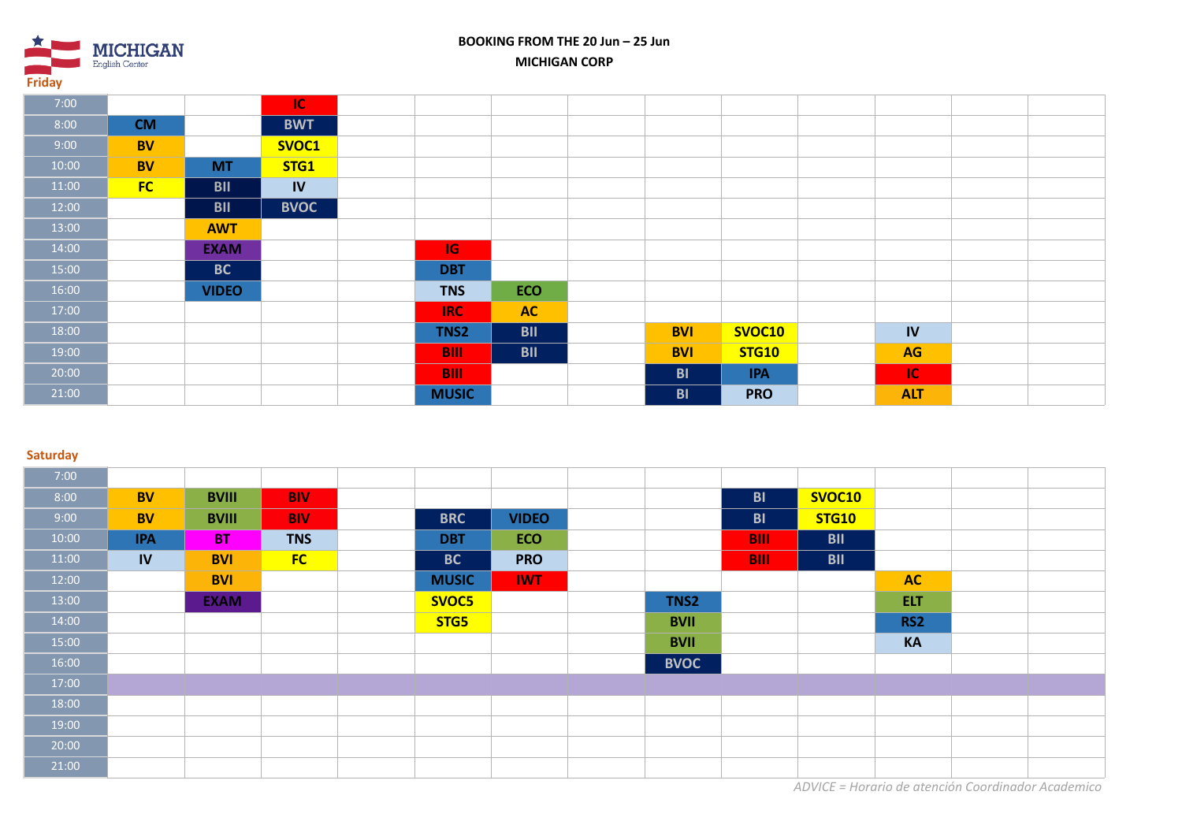**MICHIGAN** English Center

**BOOKING FROM THE 20 Jun – 25 Jun**

**MICHIGAN CORP**

## Friday

| | | | | | | | | | | | | | |
|---|---|---|---|---|---|---|---|---|---|---|---|---|---|
| 7:00 | | | IC | | | | | | | | | | |
| 8:00 | CM | | BWT | | | | | | | | | | |
| 9:00 | BV | | SVOC1 | | | | | | | | | | |
| 10:00 | BV | MT | STG1 | | | | | | | | | | |
| 11:00 | FC | BII | IV | | | | | | | | | | |
| 12:00 | | BII | BVOC | | | | | | | | | | |
| 13:00 | | AWT | | | | | | | | | | | |
| 14:00 | | EXAM | | | IG | | | | | | | | |
| 15:00 | | BC | | | DBT | | | | | | | | |
| 16:00 | | VIDEO | | | TNS | ECO | | | | | | | |
| 17:00 | | | | | IRC | AC | | | | | | | |
| 18:00 | | | | | TNS2 | BII | | BVI | SVOC10 | | IV | | |
| 19:00 | | | | | BIII | BII | | BVI | STG10 | | AG | | |
| 20:00 | | | | | BIII | | | BI | IPA | | IC | | |
| 21:00 | | | | | MUSIC | | | BI | PRO | | ALT | | |

## Saturday

| | | | | | | | | | | | | | |
|---|---|---|---|---|---|---|---|---|---|---|---|---|---|
| 7:00 | | | | | | | | | | | | | |
| 8:00 | BV | BVIII | BIV | | | | | | BI | SVOC10 | | | |
| 9:00 | BV | BVIII | BIV | | BRC | VIDEO | | | BI | STG10 | | | |
| 10:00 | IPA | BT | TNS | | DBT | ECO | | | BIII | BII | | | |
| 11:00 | IV | BVI | FC | | BC | PRO | | | BIII | BII | | | |
| 12:00 | | BVI | | | MUSIC | IWT | | | | | AC | | |
| 13:00 | | EXAM | | | SVOC5 | | | TNS2 | | | ELT | | |
| 14:00 | | | | | STG5 | | | BVII | | | RS2 | | |
| 15:00 | | | | | | | | BVII | | | KA | | |
| 16:00 | | | | | | | | BVOC | | | | | |
| 17:00 | | | | | | | | | | | | | |
| 18:00 | | | | | | | | | | | | | |
| 19:00 | | | | | | | | | | | | | |
| 20:00 | | | | | | | | | | | | | |
| 21:00 | | | | | | | | | | | | | |

*ADVICE = Horario de atención Coordinador Academico*